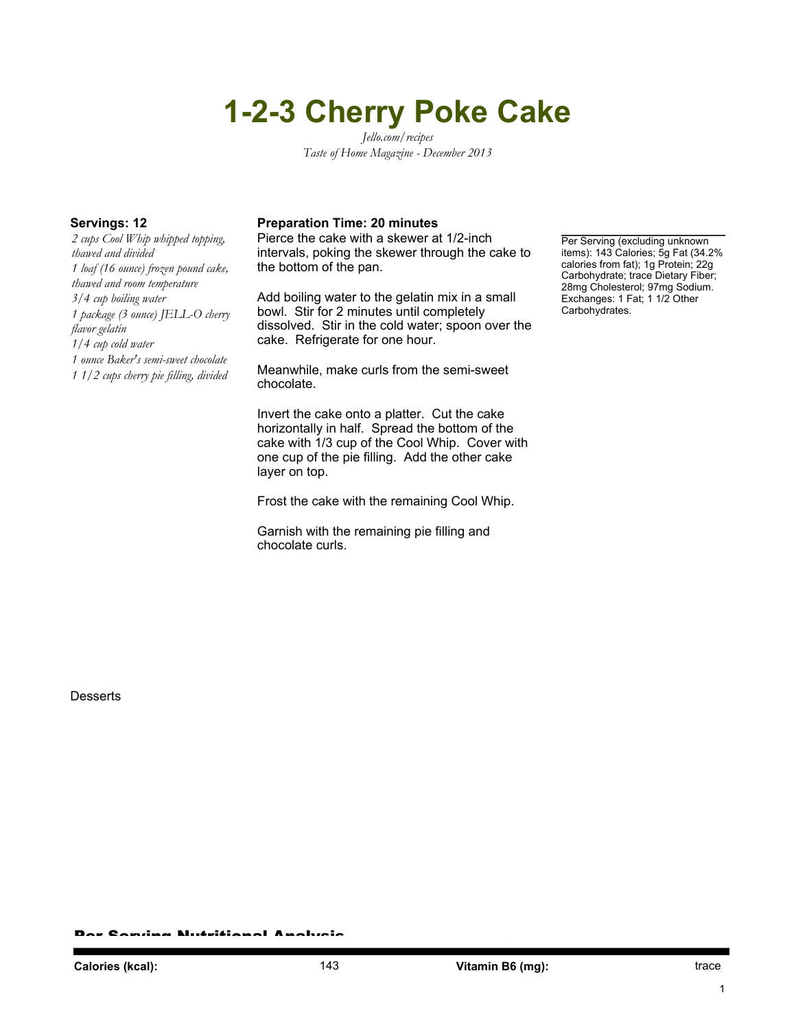# 1-2-3 Cherry Poke Cake

*Jello.com/recipes*
*Taste of Home Magazine - December 2013*

**Servings: 12**

*2 cups Cool Whip whipped topping, thawed and divided*
*1 loaf (16 ounce) frozen pound cake, thawed and room temperature*
*3/4 cup boiling water*
*1 package (3 ounce) JELL-O cherry flavor gelatin*
*1/4 cup cold water*
*1 ounce Baker's semi-sweet chocolate*
*1 1/2 cups cherry pie filling, divided*

**Preparation Time: 20 minutes**

Pierce the cake with a skewer at 1/2-inch intervals, poking the skewer through the cake to the bottom of the pan.

Add boiling water to the gelatin mix in a small bowl. Stir for 2 minutes until completely dissolved. Stir in the cold water; spoon over the cake. Refrigerate for one hour.

Meanwhile, make curls from the semi-sweet chocolate.

Invert the cake onto a platter. Cut the cake horizontally in half. Spread the bottom of the cake with 1/3 cup of the Cool Whip. Cover with one cup of the pie filling. Add the other cake layer on top.

Frost the cake with the remaining Cool Whip.

Garnish with the remaining pie filling and chocolate curls.

Per Serving (excluding unknown items): 143 Calories; 5g Fat (34.2% calories from fat); 1g Protein; 22g Carbohydrate; trace Dietary Fiber; 28mg Cholesterol; 97mg Sodium. Exchanges: 1 Fat; 1 1/2 Other Carbohydrates.

Desserts

## Per Serving Nutritional Analysis

| | | | |
|---|---|---|---|
| **Calories (kcal):** | 143 | **Vitamin B6 (mg):** | trace |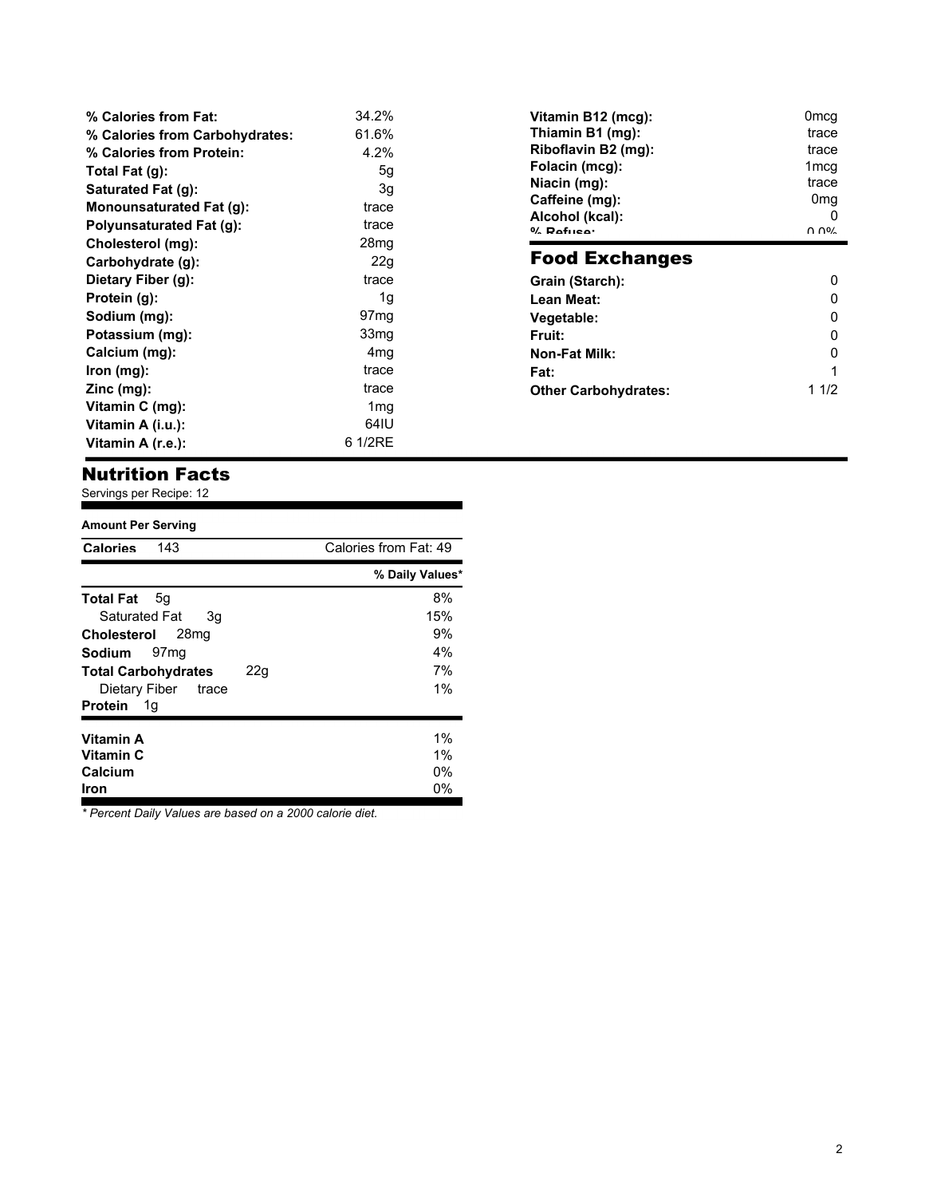| | |
|---|---|
| **% Calories from Fat:** | 34.2% |
| **% Calories from Carbohydrates:** | 61.6% |
| **% Calories from Protein:** | 4.2% |
| **Total Fat (g):** | 5g |
| **Saturated Fat (g):** | 3g |
| **Monounsaturated Fat (g):** | trace |
| **Polyunsaturated Fat (g):** | trace |
| **Cholesterol (mg):** | 28mg |
| **Carbohydrate (g):** | 22g |
| **Dietary Fiber (g):** | trace |
| **Protein (g):** | 1g |
| **Sodium (mg):** | 97mg |
| **Potassium (mg):** | 33mg |
| **Calcium (mg):** | 4mg |
| **Iron (mg):** | trace |
| **Zinc (mg):** | trace |
| **Vitamin C (mg):** | 1mg |
| **Vitamin A (i.u.):** | 64IU |
| **Vitamin A (r.e.):** | 6 1/2RE |
| **Vitamin B12 (mcg):** | 0mcg |
| **Thiamin B1 (mg):** | trace |
| **Riboflavin B2 (mg):** | trace |
| **Folacin (mcg):** | 1mcg |
| **Niacin (mg):** | trace |
| **Caffeine (mg):** | 0mg |
| **Alcohol (kcal):** | 0 |
| **% Refuse:** | 0.0% |

## Food Exchanges

| | |
|---|---|
| **Grain (Starch):** | 0 |
| **Lean Meat:** | 0 |
| **Vegetable:** | 0 |
| **Fruit:** | 0 |
| **Non-Fat Milk:** | 0 |
| **Fat:** | 1 |
| **Other Carbohydrates:** | 1 1/2 |

## Nutrition Facts

Servings per Recipe: 12

**Amount Per Serving**

| | |
|---|---|
| **Calories** 143 | Calories from Fat: 49 |
| | **% Daily Values*** |
| **Total Fat** 5g | 8% |
| Saturated Fat 3g | 15% |
| **Cholesterol** 28mg | 9% |
| **Sodium** 97mg | 4% |
| **Total Carbohydrates** 22g | 7% |
| Dietary Fiber trace | 1% |
| **Protein** 1g | |
| **Vitamin A** | 1% |
| **Vitamin C** | 1% |
| **Calcium** | 0% |
| **Iron** | 0% |

*\* Percent Daily Values are based on a 2000 calorie diet.*